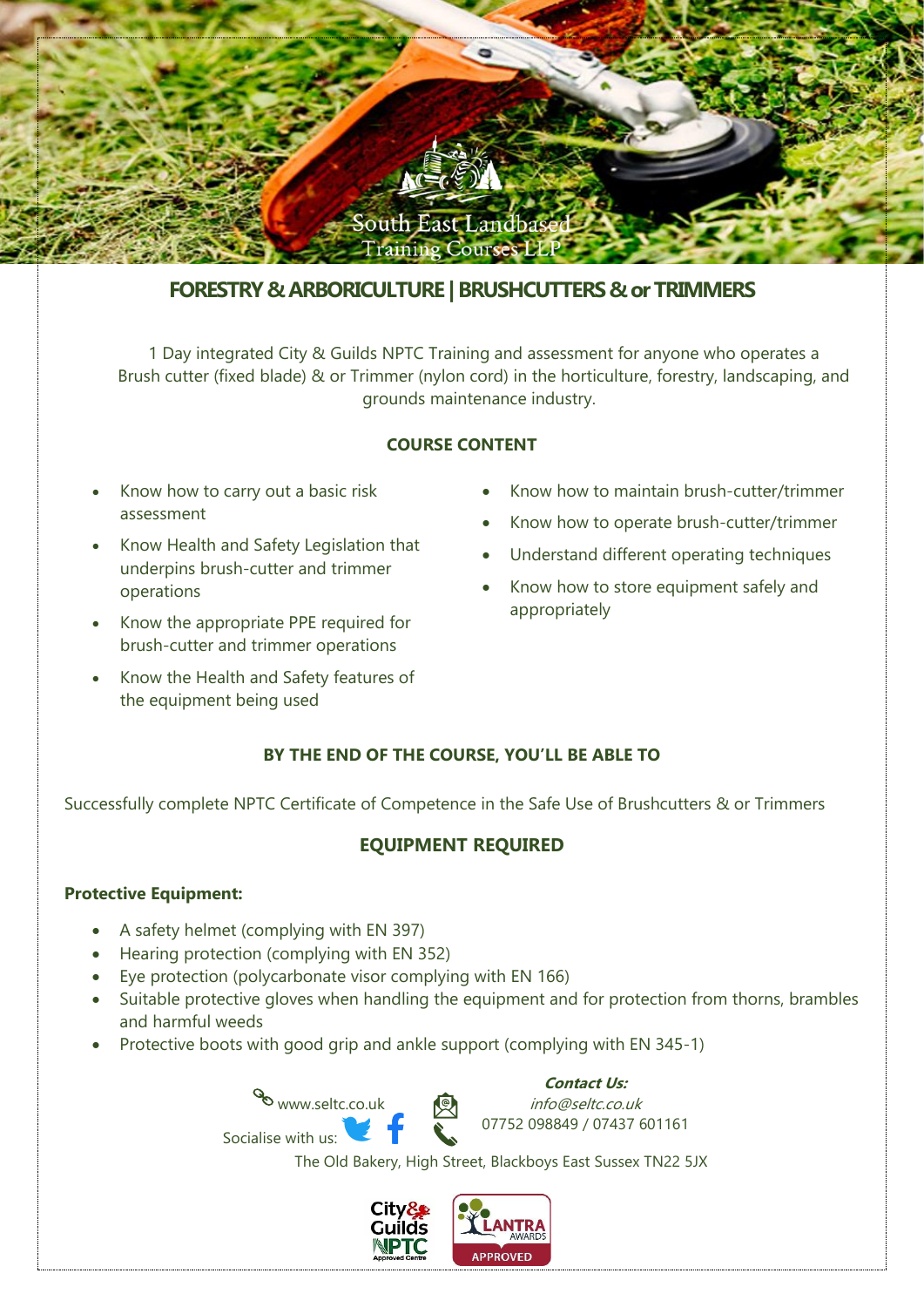South East Landbased Training Courses LLP

# FORESTRY & ARBORICULTURE | BRUSHCUTTERS & or TRIMMERS

1 Day integrated City & Guilds NPTC Training and assessment for anyone who operates a Brush cutter (fixed blade) & or Trimmer (nylon cord) in the horticulture, forestry, landscaping, and grounds maintenance industry.

## COURSE CONTENT

- Know how to carry out a basic risk assessment
- Know Health and Safety Legislation that underpins brush-cutter and trimmer operations
- Know the appropriate PPE required for brush-cutter and trimmer operations
- Know the Health and Safety features of the equipment being used
- Know how to maintain brush-cutter/trimmer
- Know how to operate brush-cutter/trimmer
- Understand different operating techniques
- Know how to store equipment safely and appropriately

## BY THE END OF THE COURSE, YOU'LL BE ABLE TO

Successfully complete NPTC Certificate of Competence in the Safe Use of Brushcutters & or Trimmers

## EQUIPMENT REQUIRED

**Protective Equipment:**

- A safety helmet (complying with EN 397)
- Hearing protection (complying with EN 352)
- Eye protection (polycarbonate visor complying with EN 166)
- Suitable protective gloves when handling the equipment and for protection from thorns, brambles and harmful weeds
- Protective boots with good grip and ankle support (complying with EN 345-1)

www.seltc.co.uk

Socialise with us:

***Contact Us:***
*info@seltc.co.uk*
07752 098849 / 07437 601161

The Old Bakery, High Street, Blackboys East Sussex TN22 5JX

City & Guilds NPTC Approved Centre | LANTRA AWARDS APPROVED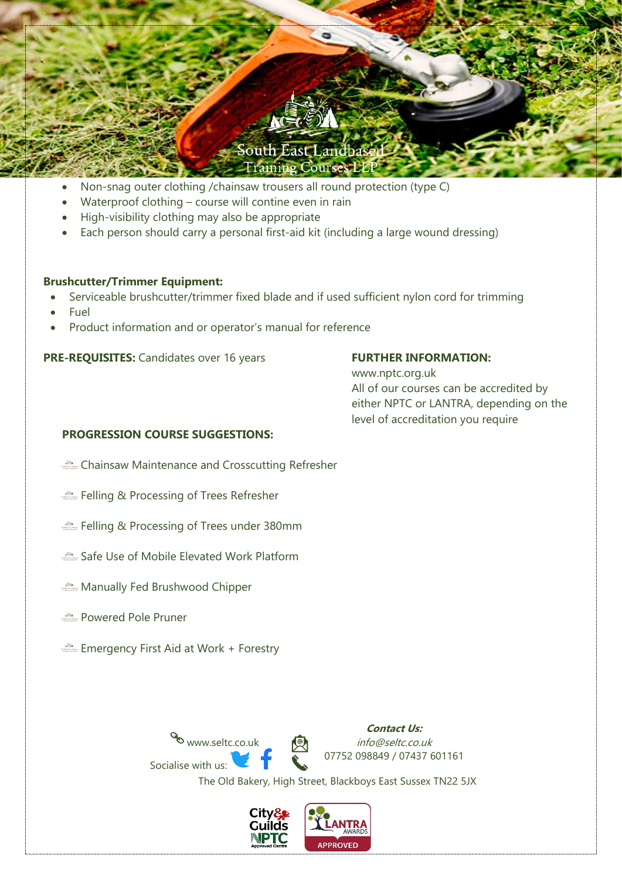- Non-snag outer clothing /chainsaw trousers all round protection (type C)
- Waterproof clothing – course will contine even in rain
- High-visibility clothing may also be appropriate
- Each person should carry a personal first-aid kit (including a large wound dressing)

**Brushcutter/Trimmer Equipment:**

- Serviceable brushcutter/trimmer fixed blade and if used sufficient nylon cord for trimming
- Fuel
- Product information and or operator's manual for reference

**PRE-REQUISITES:** Candidates over 16 years

**FURTHER INFORMATION:**
www.nptc.org.uk
All of our courses can be accredited by either NPTC or LANTRA, depending on the level of accreditation you require

**PROGRESSION COURSE SUGGESTIONS:**

- Chainsaw Maintenance and Crosscutting Refresher
- Felling & Processing of Trees Refresher
- Felling & Processing of Trees under 380mm
- Safe Use of Mobile Elevated Work Platform
- Manually Fed Brushwood Chipper
- Powered Pole Pruner
- Emergency First Aid at Work + Forestry

***Contact Us:***

www.seltc.co.uk

*info@seltc.co.uk*

07752 098849 / 07437 601161

Socialise with us:

The Old Bakery, High Street, Blackboys East Sussex TN22 5JX